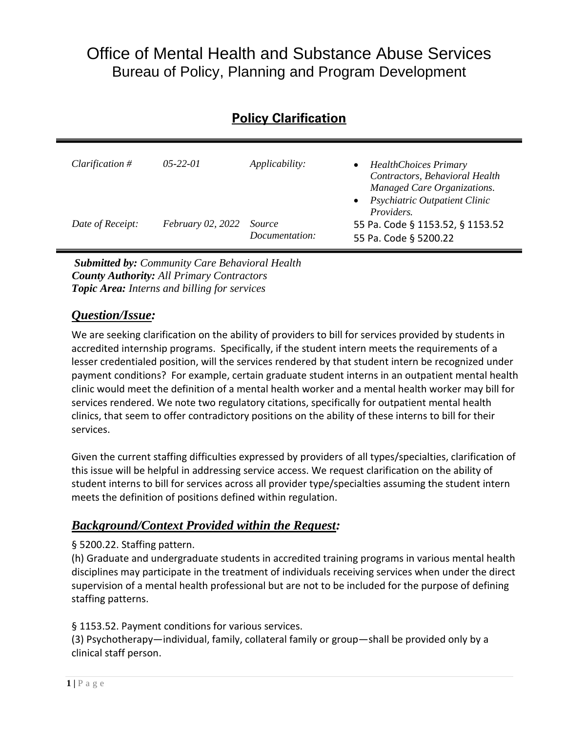# Office of Mental Health and Substance Abuse Services
## Bureau of Policy, Planning and Program Development

### Policy Clarification

| | | | |
|---|---|---|---|
| *Clarification #* | *05-22-01* | *Applicability:* | • *HealthChoices Primary Contractors, Behavioral Health Managed Care Organizations.*<br>• *Psychiatric Outpatient Clinic Providers.* |
| *Date of Receipt:* | *February 02, 2022* | *Source Documentation:* | 55 Pa. Code § 1153.52, § 1153.52<br>55 Pa. Code § 5200.22 |

***Submitted by:*** *Community Care Behavioral Health*
***County Authority:*** *All Primary Contractors*
***Topic Area:*** *Interns and billing for services*

## ***Question/Issue:***

We are seeking clarification on the ability of providers to bill for services provided by students in accredited internship programs. Specifically, if the student intern meets the requirements of a lesser credentialed position, will the services rendered by that student intern be recognized under payment conditions? For example, certain graduate student interns in an outpatient mental health clinic would meet the definition of a mental health worker and a mental health worker may bill for services rendered. We note two regulatory citations, specifically for outpatient mental health clinics, that seem to offer contradictory positions on the ability of these interns to bill for their services.

Given the current staffing difficulties expressed by providers of all types/specialties, clarification of this issue will be helpful in addressing service access. We request clarification on the ability of student interns to bill for services across all provider type/specialties assuming the student intern meets the definition of positions defined within regulation.

## ***Background/Context Provided within the Request:***

§ 5200.22. Staffing pattern.
(h) Graduate and undergraduate students in accredited training programs in various mental health disciplines may participate in the treatment of individuals receiving services when under the direct supervision of a mental health professional but are not to be included for the purpose of defining staffing patterns.

§ 1153.52. Payment conditions for various services.
(3) Psychotherapy—individual, family, collateral family or group—shall be provided only by a clinical staff person.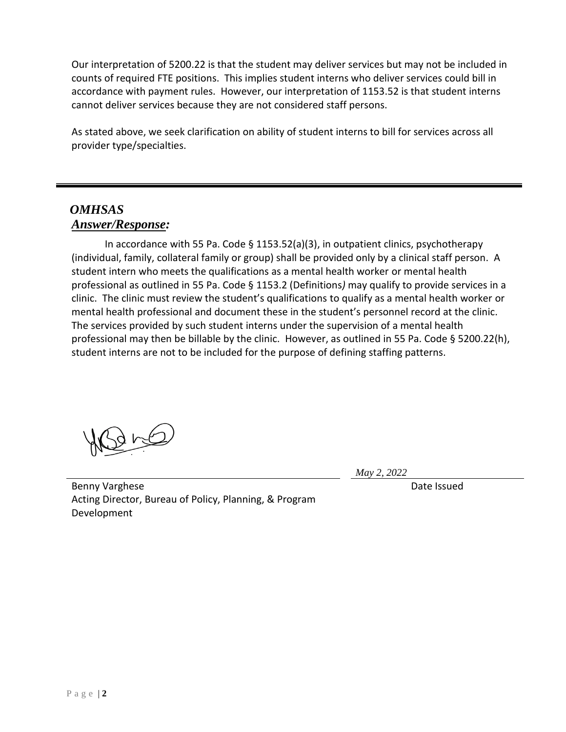Our interpretation of 5200.22 is that the student may deliver services but may not be included in counts of required FTE positions. This implies student interns who deliver services could bill in accordance with payment rules. However, our interpretation of 1153.52 is that student interns cannot deliver services because they are not considered staff persons.

As stated above, we seek clarification on ability of student interns to bill for services across all provider type/specialties.

---

## *OMHSAS*
## ***Answer/Response:***

In accordance with 55 Pa. Code § 1153.52(a)(3), in outpatient clinics, psychotherapy (individual, family, collateral family or group) shall be provided only by a clinical staff person. A student intern who meets the qualifications as a mental health worker or mental health professional as outlined in 55 Pa. Code § 1153.2 (Definitions*)* may qualify to provide services in a clinic. The clinic must review the student's qualifications to qualify as a mental health worker or mental health professional and document these in the student's personnel record at the clinic. The services provided by such student interns under the supervision of a mental health professional may then be billable by the clinic. However, as outlined in 55 Pa. Code § 5200.22(h), student interns are not to be included for the purpose of defining staffing patterns.

*May 2, 2022*

Benny Varghese
Acting Director, Bureau of Policy, Planning, & Program Development

Date Issued